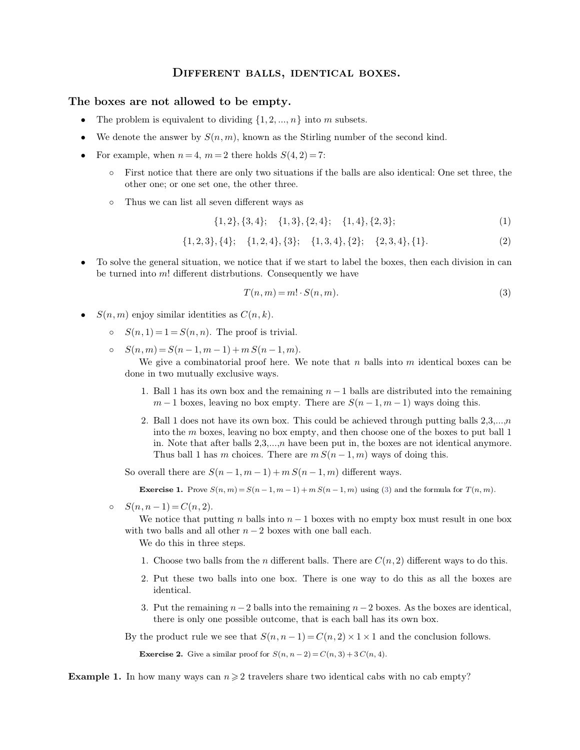# Different balls, identical boxes.

## The boxes are not allowed to be empty.

- The problem is equivalent to dividing $\{1, 2, ..., n\}$ into $m$ subsets.
- We denote the answer by $S(n, m)$, known as the Stirling number of the second kind.
- For example, when $n = 4$, $m = 2$ there holds $S(4, 2) = 7$:
  - First notice that there are only two situations if the balls are also identical: One set three, the other one; or one set one, the other three.
  - Thus we can list all seven different ways as

$$\{1,2\},\{3,4\}; \quad \{1,3\},\{2,4\}; \quad \{1,4\},\{2,3\}; \tag{1}$$

$$\{1,2,3\},\{4\}; \quad \{1,2,4\},\{3\}; \quad \{1,3,4\},\{2\}; \quad \{2,3,4\},\{1\}. \tag{2}$$

- To solve the general situation, we notice that if we start to label the boxes, then each division in can be turned into $m!$ different distrbutions. Consequently we have

$$T(n, m) = m! \cdot S(n, m). \tag{3}$$

- $S(n, m)$ enjoy similar identities as $C(n, k)$.
  - $S(n, 1) = 1 = S(n, n)$. The proof is trivial.
  - $S(n, m) = S(n-1, m-1) + m\, S(n-1, m)$.
    We give a combinatorial proof here. We note that $n$ balls into $m$ identical boxes can be done in two mutually exclusive ways.
    1. Ball 1 has its own box and the remaining $n-1$ balls are distributed into the remaining $m-1$ boxes, leaving no box empty. There are $S(n-1, m-1)$ ways doing this.
    2. Ball 1 does not have its own box. This could be achieved through putting balls 2,3,...,$n$ into the $m$ boxes, leaving no box empty, and then choose one of the boxes to put ball 1 in. Note that after balls 2,3,...,$n$ have been put in, the boxes are not identical anymore. Thus ball 1 has $m$ choices. There are $m\, S(n-1, m)$ ways of doing this.

    So overall there are $S(n-1, m-1) + m\, S(n-1, m)$ different ways.

    **Exercise 1.** Prove $S(n, m) = S(n-1, m-1) + m\, S(n-1, m)$ using (3) and the formula for $T(n, m)$.
  - $S(n, n-1) = C(n, 2)$.
    We notice that putting $n$ balls into $n-1$ boxes with no empty box must result in one box with two balls and all other $n-2$ boxes with one ball each.
    We do this in three steps.
    1. Choose two balls from the $n$ different balls. There are $C(n, 2)$ different ways to do this.
    2. Put these two balls into one box. There is one way to do this as all the boxes are identical.
    3. Put the remaining $n-2$ balls into the remaining $n-2$ boxes. As the boxes are identical, there is only one possible outcome, that is each ball has its own box.

    By the product rule we see that $S(n, n-1) = C(n, 2) \times 1 \times 1$ and the conclusion follows.

    **Exercise 2.** Give a similar proof for $S(n, n-2) = C(n, 3) + 3\, C(n, 4)$.

**Example 1.** In how many ways can $n \geqslant 2$ travelers share two identical cabs with no cab empty?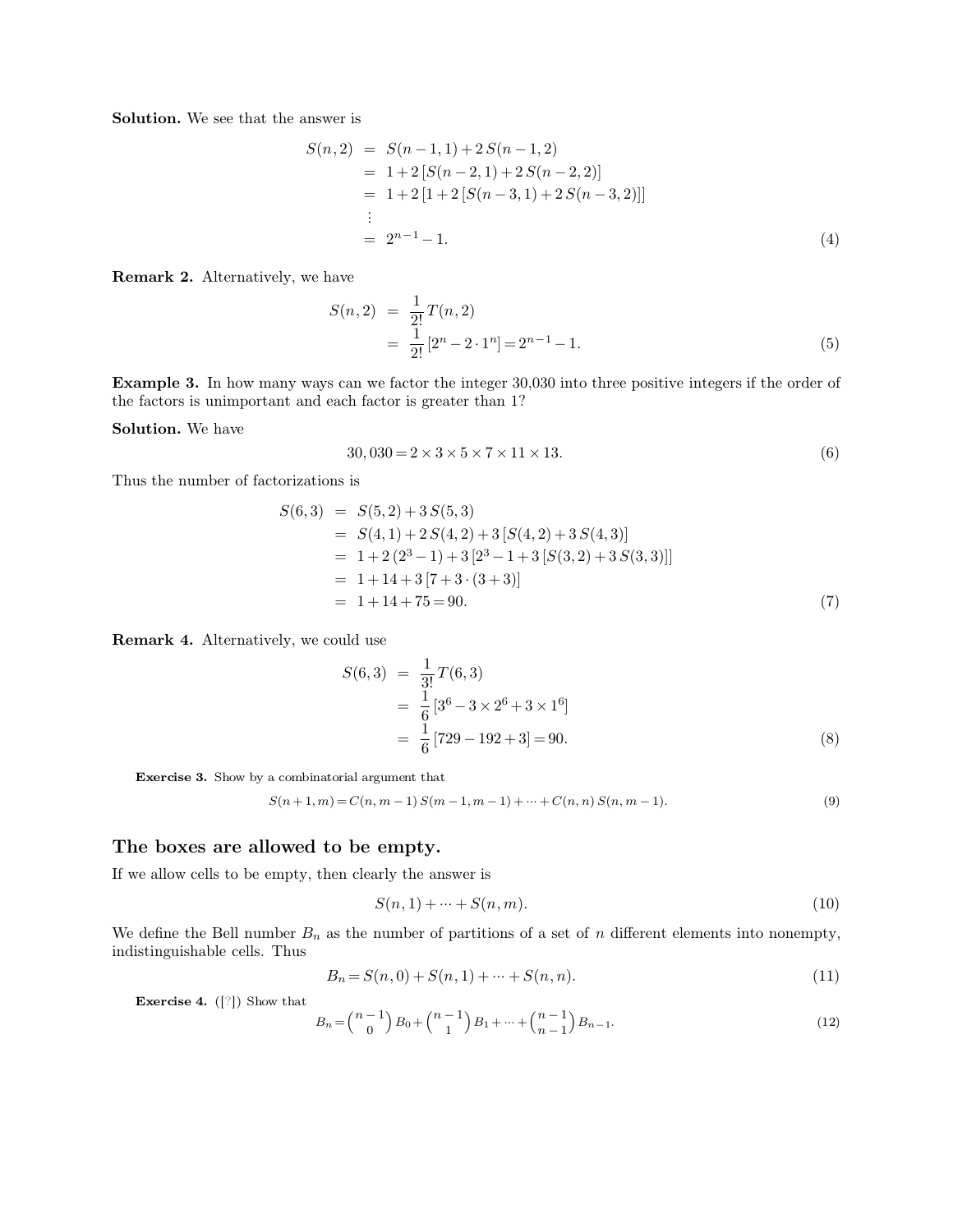**Solution.** We see that the answer is

$$\begin{aligned}
S(n,2) &= S(n-1,1) + 2\,S(n-1,2) \\
&= 1 + 2\,[S(n-2,1) + 2\,S(n-2,2)] \\
&= 1 + 2\,[1 + 2\,[S(n-3,1) + 2\,S(n-3,2)]] \\
&\;\vdots \\
&= 2^{n-1} - 1.
\end{aligned} \tag{4}$$

**Remark 2.** Alternatively, we have

$$\begin{aligned}
S(n,2) &= \frac{1}{2!}\,T(n,2) \\
&= \frac{1}{2!}\,[2^n - 2\cdot 1^n] = 2^{n-1} - 1.
\end{aligned} \tag{5}$$

**Example 3.** In how many ways can we factor the integer 30,030 into three positive integers if the order of the factors is unimportant and each factor is greater than 1?

**Solution.** We have

$$30,030 = 2\times 3\times 5\times 7\times 11\times 13. \tag{6}$$

Thus the number of factorizations is

$$\begin{aligned}
S(6,3) &= S(5,2) + 3\,S(5,3) \\
&= S(4,1) + 2\,S(4,2) + 3\,[S(4,2) + 3\,S(4,3)] \\
&= 1 + 2\,(2^3 - 1) + 3\,[2^3 - 1 + 3\,[S(3,2) + 3\,S(3,3)]] \\
&= 1 + 14 + 3\,[7 + 3\cdot(3+3)] \\
&= 1 + 14 + 75 = 90.
\end{aligned} \tag{7}$$

**Remark 4.** Alternatively, we could use

$$\begin{aligned}
S(6,3) &= \frac{1}{3!}\,T(6,3) \\
&= \frac{1}{6}\,[3^6 - 3\times 2^6 + 3\times 1^6] \\
&= \frac{1}{6}\,[729 - 192 + 3] = 90.
\end{aligned} \tag{8}$$

**Exercise 3.** Show by a combinatorial argument that

$$S(n+1,m) = C(n,m-1)\,S(m-1,m-1) + \cdots + C(n,n)\,S(n,m-1). \tag{9}$$

## The boxes are allowed to be empty.

If we allow cells to be empty, then clearly the answer is

$$S(n,1) + \cdots + S(n,m). \tag{10}$$

We define the Bell number $B_n$ as the number of partitions of a set of $n$ different elements into nonempty, indistinguishable cells. Thus

$$B_n = S(n,0) + S(n,1) + \cdots + S(n,n). \tag{11}$$

**Exercise 4.** ([?]) Show that

$$B_n = \binom{n-1}{0}B_0 + \binom{n-1}{1}B_1 + \cdots + \binom{n-1}{n-1}B_{n-1}. \tag{12}$$